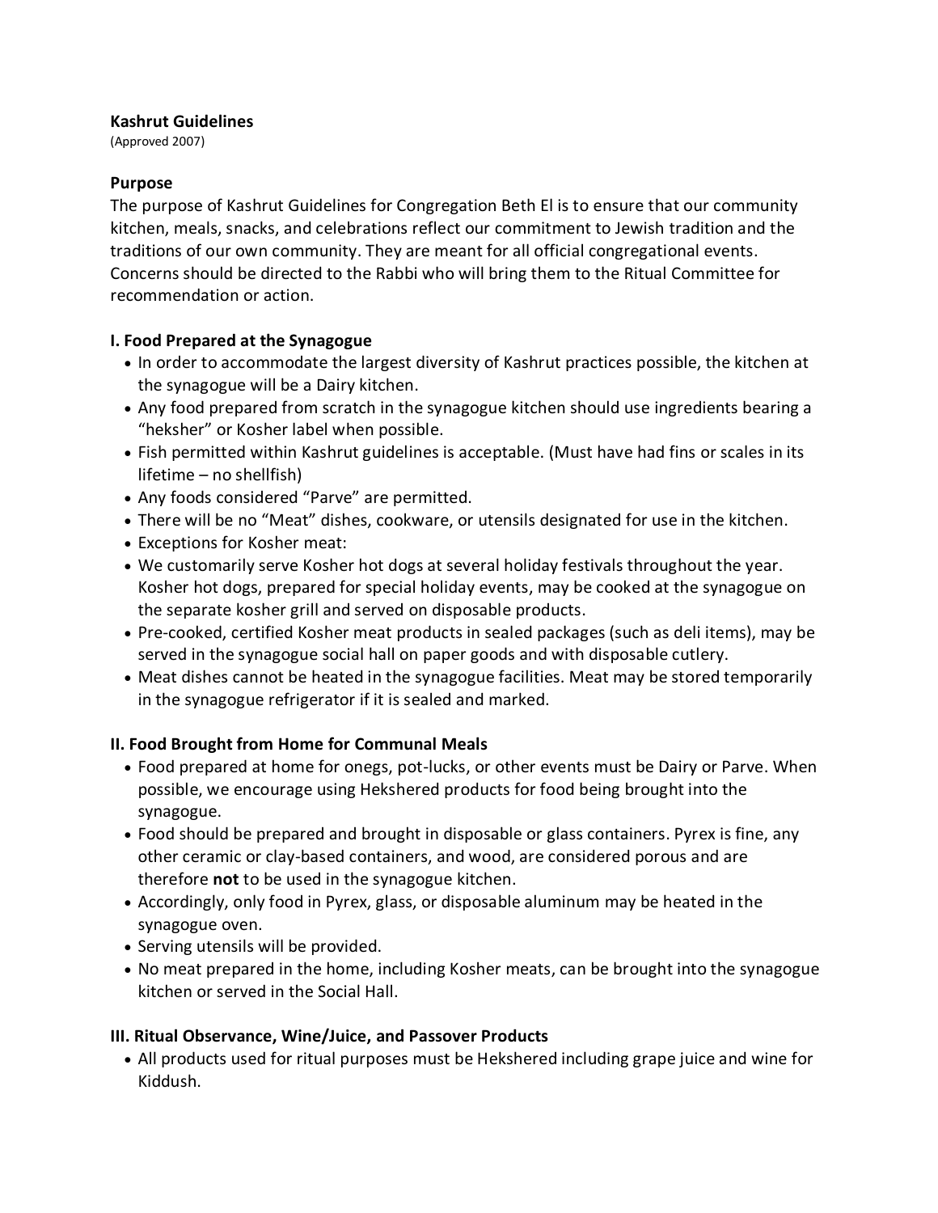**Kashrut Guidelines**
(Approved 2007)

**Purpose**
The purpose of Kashrut Guidelines for Congregation Beth El is to ensure that our community kitchen, meals, snacks, and celebrations reflect our commitment to Jewish tradition and the traditions of our own community. They are meant for all official congregational events. Concerns should be directed to the Rabbi who will bring them to the Ritual Committee for recommendation or action.

**I. Food Prepared at the Synagogue**

- In order to accommodate the largest diversity of Kashrut practices possible, the kitchen at the synagogue will be a Dairy kitchen.
- Any food prepared from scratch in the synagogue kitchen should use ingredients bearing a "heksher" or Kosher label when possible.
- Fish permitted within Kashrut guidelines is acceptable. (Must have had fins or scales in its lifetime – no shellfish)
- Any foods considered "Parve" are permitted.
- There will be no "Meat" dishes, cookware, or utensils designated for use in the kitchen.
- Exceptions for Kosher meat:
- We customarily serve Kosher hot dogs at several holiday festivals throughout the year. Kosher hot dogs, prepared for special holiday events, may be cooked at the synagogue on the separate kosher grill and served on disposable products.
- Pre-cooked, certified Kosher meat products in sealed packages (such as deli items), may be served in the synagogue social hall on paper goods and with disposable cutlery.
- Meat dishes cannot be heated in the synagogue facilities. Meat may be stored temporarily in the synagogue refrigerator if it is sealed and marked.

**II. Food Brought from Home for Communal Meals**

- Food prepared at home for onegs, pot-lucks, or other events must be Dairy or Parve. When possible, we encourage using Hekshered products for food being brought into the synagogue.
- Food should be prepared and brought in disposable or glass containers. Pyrex is fine, any other ceramic or clay-based containers, and wood, are considered porous and are therefore **not** to be used in the synagogue kitchen.
- Accordingly, only food in Pyrex, glass, or disposable aluminum may be heated in the synagogue oven.
- Serving utensils will be provided.
- No meat prepared in the home, including Kosher meats, can be brought into the synagogue kitchen or served in the Social Hall.

**III. Ritual Observance, Wine/Juice, and Passover Products**

- All products used for ritual purposes must be Hekshered including grape juice and wine for Kiddush.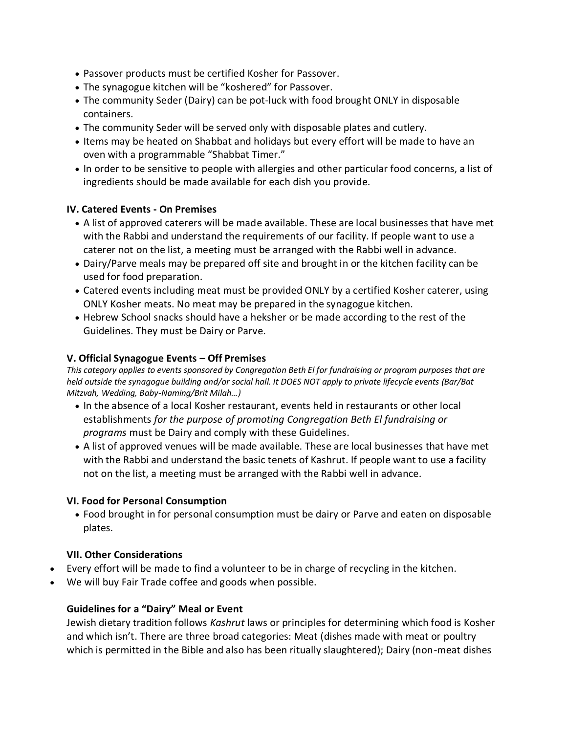- Passover products must be certified Kosher for Passover.
- The synagogue kitchen will be "koshered" for Passover.
- The community Seder (Dairy) can be pot-luck with food brought ONLY in disposable containers.
- The community Seder will be served only with disposable plates and cutlery.
- Items may be heated on Shabbat and holidays but every effort will be made to have an oven with a programmable "Shabbat Timer."
- In order to be sensitive to people with allergies and other particular food concerns, a list of ingredients should be made available for each dish you provide.

### IV. Catered Events - On Premises

- A list of approved caterers will be made available. These are local businesses that have met with the Rabbi and understand the requirements of our facility. If people want to use a caterer not on the list, a meeting must be arranged with the Rabbi well in advance.
- Dairy/Parve meals may be prepared off site and brought in or the kitchen facility can be used for food preparation.
- Catered events including meat must be provided ONLY by a certified Kosher caterer, using ONLY Kosher meats. No meat may be prepared in the synagogue kitchen.
- Hebrew School snacks should have a heksher or be made according to the rest of the Guidelines. They must be Dairy or Parve.

### V. Official Synagogue Events – Off Premises

*This category applies to events sponsored by Congregation Beth El for fundraising or program purposes that are held outside the synagogue building and/or social hall. It DOES NOT apply to private lifecycle events (Bar/Bat Mitzvah, Wedding, Baby-Naming/Brit Milah…)*

- In the absence of a local Kosher restaurant, events held in restaurants or other local establishments *for the purpose of promoting Congregation Beth El fundraising or programs* must be Dairy and comply with these Guidelines.
- A list of approved venues will be made available. These are local businesses that have met with the Rabbi and understand the basic tenets of Kashrut. If people want to use a facility not on the list, a meeting must be arranged with the Rabbi well in advance.

### VI. Food for Personal Consumption

- Food brought in for personal consumption must be dairy or Parve and eaten on disposable plates.

### VII. Other Considerations

- Every effort will be made to find a volunteer to be in charge of recycling in the kitchen.
- We will buy Fair Trade coffee and goods when possible.

### Guidelines for a "Dairy" Meal or Event

Jewish dietary tradition follows *Kashrut* laws or principles for determining which food is Kosher and which isn't. There are three broad categories: Meat (dishes made with meat or poultry which is permitted in the Bible and also has been ritually slaughtered); Dairy (non-meat dishes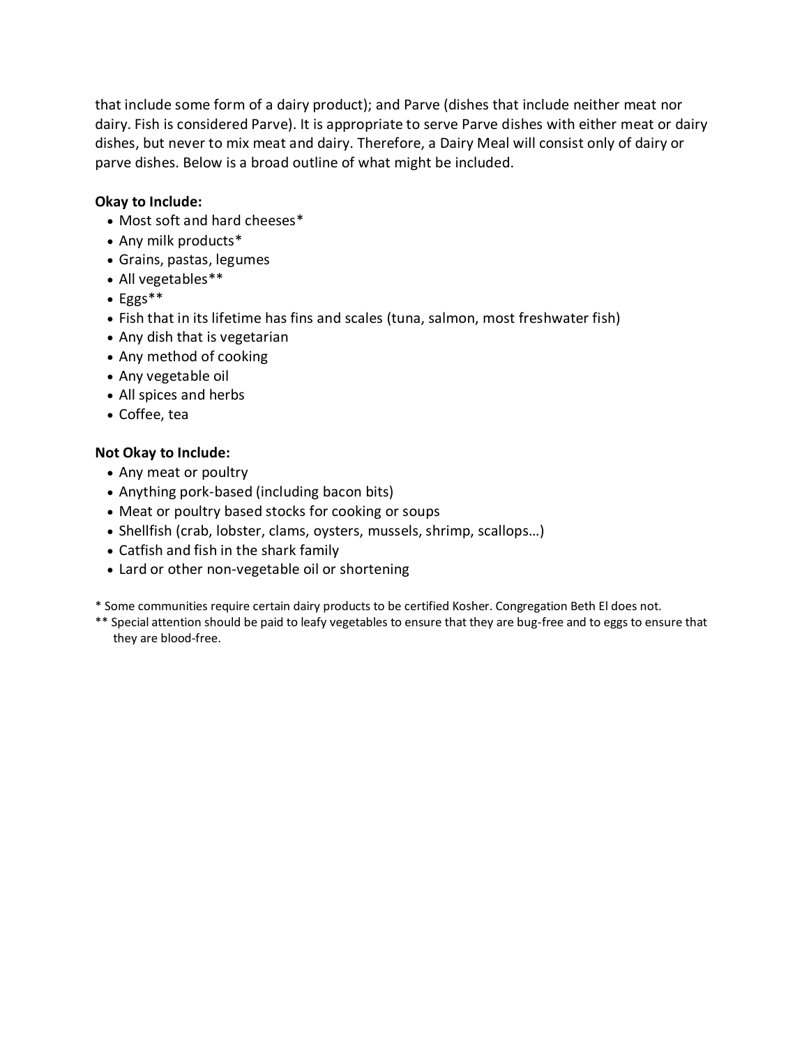that include some form of a dairy product); and Parve (dishes that include neither meat nor dairy. Fish is considered Parve). It is appropriate to serve Parve dishes with either meat or dairy dishes, but never to mix meat and dairy. Therefore, a Dairy Meal will consist only of dairy or parve dishes. Below is a broad outline of what might be included.

**Okay to Include:**

- Most soft and hard cheeses*
- Any milk products*
- Grains, pastas, legumes
- All vegetables**
- Eggs**
- Fish that in its lifetime has fins and scales (tuna, salmon, most freshwater fish)
- Any dish that is vegetarian
- Any method of cooking
- Any vegetable oil
- All spices and herbs
- Coffee, tea

**Not Okay to Include:**

- Any meat or poultry
- Anything pork-based (including bacon bits)
- Meat or poultry based stocks for cooking or soups
- Shellfish (crab, lobster, clams, oysters, mussels, shrimp, scallops…)
- Catfish and fish in the shark family
- Lard or other non-vegetable oil or shortening

\* Some communities require certain dairy products to be certified Kosher. Congregation Beth El does not.

\** Special attention should be paid to leafy vegetables to ensure that they are bug-free and to eggs to ensure that they are blood-free.